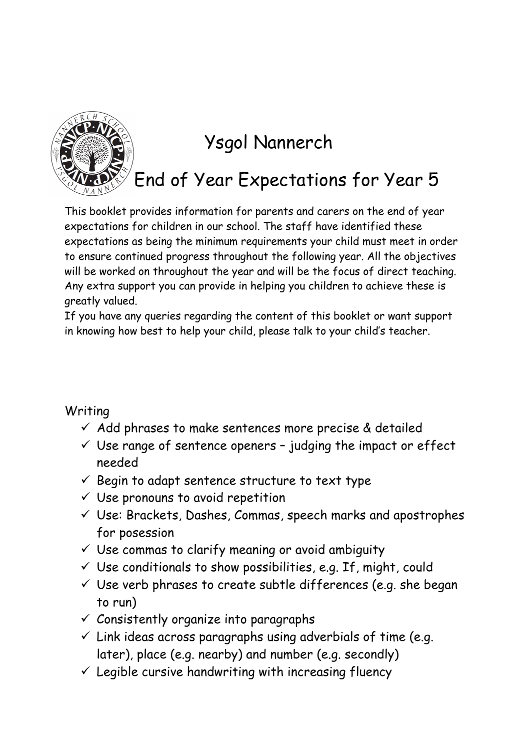# Ysgol Nannerch

## End of Year Expectations for Year 5

This booklet provides information for parents and carers on the end of year expectations for children in our school. The staff have identified these expectations as being the minimum requirements your child must meet in order to ensure continued progress throughout the following year. All the objectives will be worked on throughout the year and will be the focus of direct teaching. Any extra support you can provide in helping you children to achieve these is greatly valued.

If you have any queries regarding the content of this booklet or want support in knowing how best to help your child, please talk to your child's teacher.

Writing

- ✓ Add phrases to make sentences more precise & detailed
- ✓ Use range of sentence openers – judging the impact or effect needed
- ✓ Begin to adapt sentence structure to text type
- ✓ Use pronouns to avoid repetition
- ✓ Use: Brackets, Dashes, Commas, speech marks and apostrophes for posession
- ✓ Use commas to clarify meaning or avoid ambiguity
- ✓ Use conditionals to show possibilities, e.g. If, might, could
- ✓ Use verb phrases to create subtle differences (e.g. she began to run)
- ✓ Consistently organize into paragraphs
- ✓ Link ideas across paragraphs using adverbials of time (e.g. later), place (e.g. nearby) and number (e.g. secondly)
- ✓ Legible cursive handwriting with increasing fluency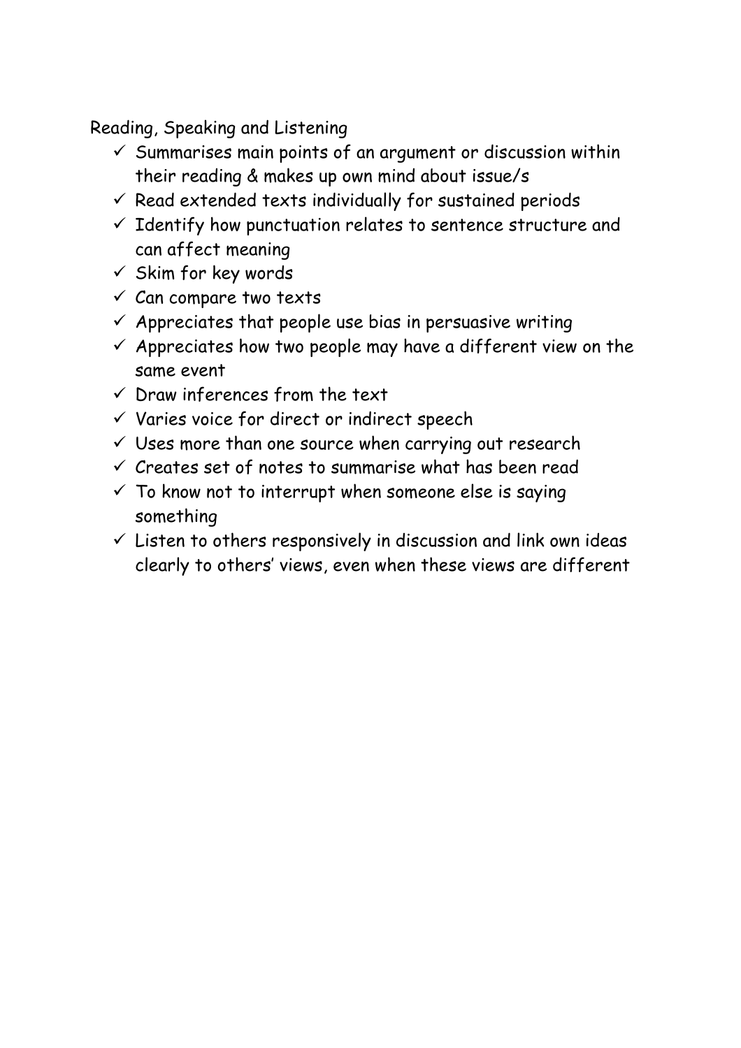Reading, Speaking and Listening

- ✓ Summarises main points of an argument or discussion within their reading & makes up own mind about issue/s
- ✓ Read extended texts individually for sustained periods
- ✓ Identify how punctuation relates to sentence structure and can affect meaning
- ✓ Skim for key words
- ✓ Can compare two texts
- ✓ Appreciates that people use bias in persuasive writing
- ✓ Appreciates how two people may have a different view on the same event
- ✓ Draw inferences from the text
- ✓ Varies voice for direct or indirect speech
- ✓ Uses more than one source when carrying out research
- ✓ Creates set of notes to summarise what has been read
- ✓ To know not to interrupt when someone else is saying something
- ✓ Listen to others responsively in discussion and link own ideas clearly to others' views, even when these views are different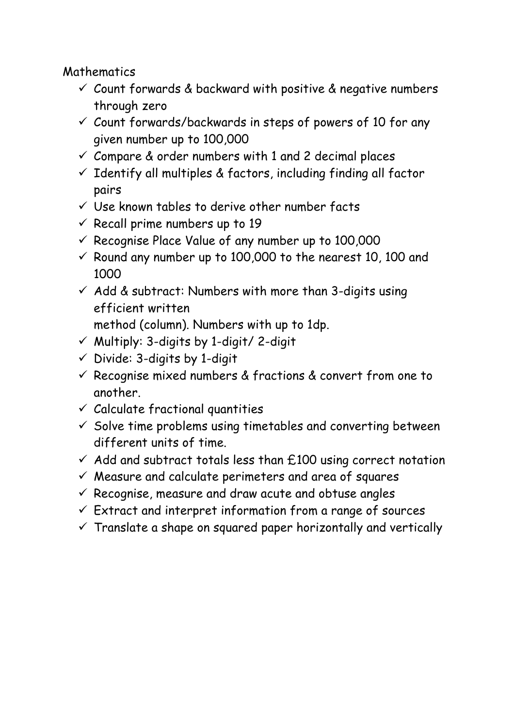Mathematics

- ✓ Count forwards & backward with positive & negative numbers through zero
- ✓ Count forwards/backwards in steps of powers of 10 for any given number up to 100,000
- ✓ Compare & order numbers with 1 and 2 decimal places
- ✓ Identify all multiples & factors, including finding all factor pairs
- ✓ Use known tables to derive other number facts
- ✓ Recall prime numbers up to 19
- ✓ Recognise Place Value of any number up to 100,000
- ✓ Round any number up to 100,000 to the nearest 10, 100 and 1000
- ✓ Add & subtract: Numbers with more than 3-digits using efficient written
  method (column). Numbers with up to 1dp.
- ✓ Multiply: 3-digits by 1-digit/ 2-digit
- ✓ Divide: 3-digits by 1-digit
- ✓ Recognise mixed numbers & fractions & convert from one to another.
- ✓ Calculate fractional quantities
- ✓ Solve time problems using timetables and converting between different units of time.
- ✓ Add and subtract totals less than £100 using correct notation
- ✓ Measure and calculate perimeters and area of squares
- ✓ Recognise, measure and draw acute and obtuse angles
- ✓ Extract and interpret information from a range of sources
- ✓ Translate a shape on squared paper horizontally and vertically